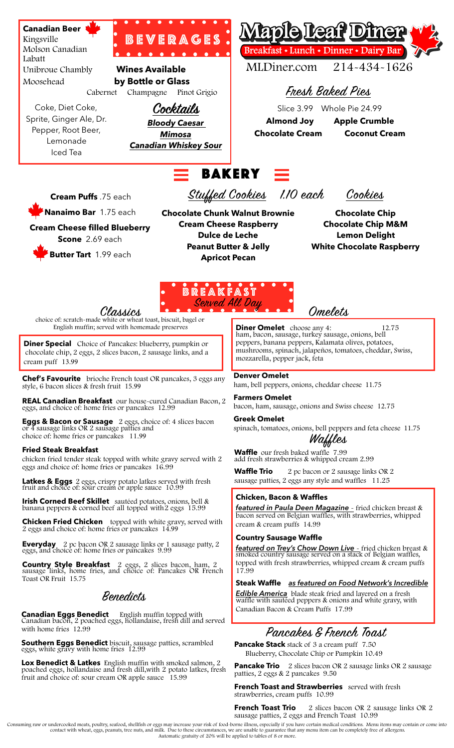# Maple Leaf Diner

Breakfast • Lunch • Dinner • Dairy Bar

MLDiner.com 214-434-1626

## BEVERAGES

### Canadian Beer

Kingsville
Molson Canadian
Labatt
Unibroue Chambly
Moosehead

### Wines Available by Bottle or Glass

Cabernet Champagne Pinot Grigio

Coke, Diet Coke, Sprite, Ginger Ale, Dr. Pepper, Root Beer, Lemonade
Iced Tea

### Cocktails

***Bloody Caesar***
***Mimosa***
***Canadian Whiskey Sour***

### Fresh Baked Pies

Slice 3.99 Whole Pie 24.99

**Almond Joy** **Apple Crumble**
**Chocolate Cream** **Coconut Cream**

## BAKERY

**Cream Puffs** .75 each

**Nanaimo Bar** 1.75 each

**Cream Cheese filled Blueberry Scone** 2.69 each

**Butter Tart** 1.99 each

### Stuffed Cookies 1.10 each

**Chocolate Chunk Walnut Brownie**
**Cream Cheese Raspberry**
**Dulce de Leche**
**Peanut Butter & Jelly**
**Apricot Pecan**

### Cookies

**Chocolate Chip**
**Chocolate Chip M&M**
**Lemon Delight**
**White Chocolate Raspberry**

## BREAKFAST

Served All Day

### Classics

choice of: scratch-made white or wheat toast, biscuit, bagel or English muffin; served with homemade preserves

**Diner Special** Choice of Pancakes: blueberry, pumpkin or chocolate chip, 2 eggs, 2 slices bacon, 2 sausage links, and a cream puff 13.99

**Chef's Favourite** brioche French toast OR pancakes, 3 eggs any style, 6 bacon slices & fresh fruit 15.99

**REAL Canadian Breakfast** our house-cured Canadian Bacon, 2 eggs, and choice of: home fries or pancakes 12.99

**Eggs & Bacon or Sausage** 2 eggs, choice of: 4 slices bacon or 4 sausage links OR 2 sausage patties and choice of: home fries or pancakes 11.99

**Fried Steak Breakfast**
chicken fried tender steak topped with white gravy served with 2 eggs and choice of: home fries or pancakes 16.99

**Latkes & Eggs** 2 eggs, crispy potato latkes served with fresh fruit and choice of: sour cream or apple sauce 10.99

**Irish Corned Beef Skillet** sautéed potatoes, onions, bell & banana peppers & corned beef all topped with 2 eggs 15.99

**Chicken Fried Chicken** topped with white gravy, served with 2 eggs and choice of: home fries or pancakes 14.99

**Everyday** 2 pc bacon OR 2 sausage links or 1 sausage patty, 2 eggs, and choice of: home fries or pancakes 9.99

**Country Style Breakfast** 2 eggs, 2 slices bacon, ham, 2 sausage links, home fries, and choice of: Pancakes OR French Toast OR Fruit 15.75

### Benedicts

**Canadian Eggs Benedict** English muffin topped with Canadian bacon, 2 poached eggs, hollandaise, fresh dill and served with home fries 12.99

**Southern Eggs Benedict** biscuit, sausage patties, scrambled eggs, white gravy with home fries 12.99

**Lox Benedict & Latkes** English muffin with smoked salmon, 2 poached eggs, hollandaise and fresh dill, with 2 potato latkes, fresh fruit and choice of: sour cream OR apple sauce 15.99

### Omelets

**Diner Omelet** choose any 4: 12.75
ham, bacon, sausage, turkey sausage, onions, bell peppers, banana peppers, Kalamata olives, potatoes, mushrooms, spinach, jalapeños, tomatoes, cheddar, Swiss, mozzarella, pepper jack, feta

**Denver Omelet**
ham, bell peppers, onions, cheddar cheese 11.75

**Farmers Omelet**
bacon, ham, sausage, onions and Swiss cheese 12.75

**Greek Omelet**
spinach, tomatoes, onions, bell peppers and feta cheese 11.75

### Waffles

**Waffle** our fresh baked waffle 7.99
add fresh strawberries & whipped cream 2.99

**Waffle Trio** 2 pc bacon or 2 sausage links OR 2 sausage patties, 2 eggs any style and waffles 11.25

**Chicken, Bacon & Waffles**
***featured in Paula Deen Magazine*** - fried chicken breast & bacon served on Belgian waffles, with strawberries, whipped cream & cream puffs 14.99

**Country Sausage Waffle**
***featured on Trey's Chow Down Live*** - fried chicken breast & smoked country sausage served on a stack of Belgian waffles, topped with fresh strawberries, whipped cream & cream puffs 17.99

**Steak Waffle** ***as featured on Food Network's Incredible Edible America*** blade steak fried and layered on a fresh waffle with sautéed peppers & onions and white gravy, with Canadian Bacon & Cream Puffs 17.99

### Pancakes & French Toast

**Pancake Stack** stack of 3 a cream puff 7.50
Blueberry, Chocolate Chip or Pumpkin 10.49

**Pancake Trio** 2 slices bacon OR 2 sausage links OR 2 sausage patties, 2 eggs & 2 pancakes 9.50

**French Toast and Strawberries** served with fresh strawberries, cream puffs 10.99

**French Toast Trio** 2 slices bacon OR 2 sausage links OR 2 sausage patties, 2 eggs and French Toast 10.99

Consuming raw or undercooked meats, poultry, seafood, shellfish or eggs may increase your risk of food-borne illness, especially if you have certain medical conditions. Menu items may contain or come into contact with wheat, eggs, peanuts, tree nuts, and milk. Due to these circumstances, we are unable to guarantee that any menu item can be completely free of allergens.
Automatic gratuity of 20% will be applied to tables of 8 or more.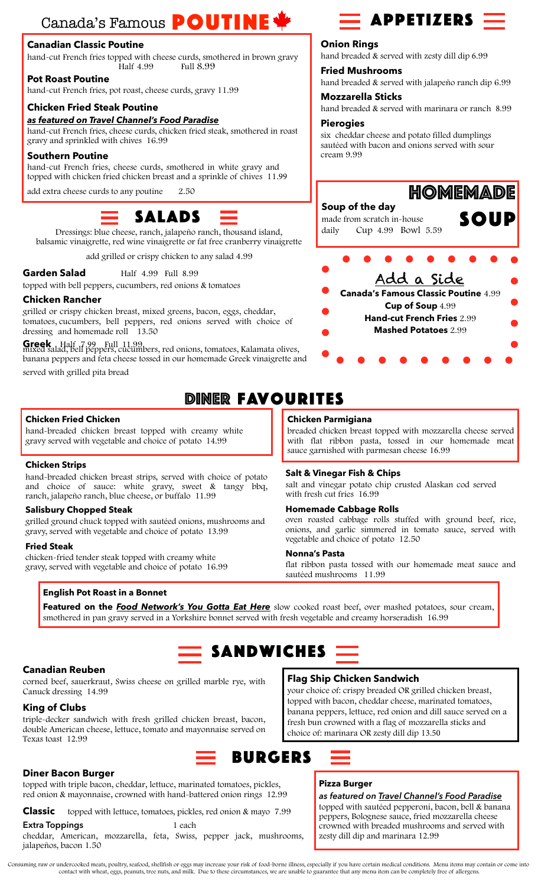# Canada's Famous POUTINE

**Canadian Classic Poutine**
hand-cut French fries topped with cheese curds, smothered in brown gravy
Half 4.99 Full 8.99

**Pot Roast Poutine**
hand-cut French fries, pot roast, cheese curds, gravy 11.99

**Chicken Fried Steak Poutine**
***as featured on Travel Channel's Food Paradise***
hand-cut French fries, cheese curds, chicken fried steak, smothered in roast gravy and sprinkled with chives 16.99

**Southern Poutine**
hand-cut French fries, cheese curds, smothered in white gravy and topped with chicken fried chicken breast and a sprinkle of chives 11.99

add extra cheese curds to any poutine 2.50

# APPETIZERS

**Onion Rings**
hand breaded & served with zesty dill dip 6.99

**Fried Mushrooms**
hand breaded & served with jalapeño ranch dip 6.99

**Mozzarella Sticks**
hand breaded & served with marinara or ranch 8.99

**Pierogies**
six cheddar cheese and potato filled dumplings sautéed with bacon and onions served with sour cream 9.99

# SALADS

Dressings: blue cheese, ranch, jalapeño ranch, thousand island, balsamic vinaigrette, red wine vinaigrette or fat free cranberry vinaigrette

add grilled or crispy chicken to any salad 4.99

**Garden Salad** Half 4.99 Full 8.99
topped with bell peppers, cucumbers, red onions & tomatoes

**Chicken Rancher**
grilled or crispy chicken breast, mixed greens, bacon, eggs, cheddar, tomatoes, cucumbers, bell peppers, red onions served with choice of dressing and homemade roll 13.50

**Greek** Half 7.99 Full 11.99
mixed salad, bell peppers, cucumbers, red onions, tomatoes, Kalamata olives, banana peppers and feta cheese tossed in our homemade Greek vinaigrette and served with grilled pita bread

# HOMEMADE SOUP

**Soup of the day**
made from scratch in-house daily Cup 4.99 Bowl 5.59

## Add a Side

**Canada's Famous Classic Poutine** 4.99
**Cup of Soup** 4.99
**Hand-cut French Fries** 2.99
**Mashed Potatoes** 2.99

# DINER FAVOURITES

**Chicken Fried Chicken**
hand-breaded chicken breast topped with creamy white gravy served with vegetable and choice of potato 14.99

**Chicken Strips**
hand-breaded chicken breast strips, served with choice of potato and choice of sauce: white gravy, sweet & tangy bbq, ranch, jalapeño ranch, blue cheese, or buffalo 11.99

**Salisbury Chopped Steak**
grilled ground chuck topped with sautéed onions, mushrooms and gravy, served with vegetable and choice of potato 13.99

**Fried Steak**
chicken-fried tender steak topped with creamy white gravy, served with vegetable and choice of potato 16.99

**Chicken Parmigiana**
breaded chicken breast topped with mozzarella cheese served with flat ribbon pasta, tossed in our homemade meat sauce garnished with parmesan cheese 16.99

**Salt & Vinegar Fish & Chips**
salt and vinegar potato chip crusted Alaskan cod served with fresh cut fries 16.99

**Homemade Cabbage Rolls**
oven roasted cabbage rolls stuffed with ground beef, rice, onions, and garlic simmered in tomato sauce, served with vegetable and choice of potato 12.50

**Nonna's Pasta**
flat ribbon pasta tossed with our homemade meat sauce and sautéed mushrooms 11.99

**English Pot Roast in a Bonnet**
**Featured on the *Food Network's You Gotta Eat Here*** slow cooked roast beef, over mashed potatoes, sour cream, smothered in pan gravy served in a Yorkshire bonnet served with fresh vegetable and creamy horseradish 16.99

# SANDWICHES

**Canadian Reuben**
corned beef, sauerkraut, Swiss cheese on grilled marble rye, with Canuck dressing 14.99

**King of Clubs**
triple-decker sandwich with fresh grilled chicken breast, bacon, double American cheese, lettuce, tomato and mayonnaise served on Texas toast 12.99

**Flag Ship Chicken Sandwich**
your choice of: crispy breaded OR grilled chicken breast, topped with bacon, cheddar cheese, marinated tomatoes, banana peppers, lettuce, red onion and dill sauce served on a fresh bun crowned with a flag of mozzarella sticks and choice of: marinara OR zesty dill dip 13.50

# BURGERS

**Diner Bacon Burger**
topped with triple bacon, cheddar, lettuce, marinated tomatoes, pickles, red onion & mayonnaise, crowned with hand-battered onion rings 12.99

**Classic** topped with lettuce, tomatoes, pickles, red onion & mayo 7.99

**Extra Toppings** 1 each
cheddar, American, mozzarella, feta, Swiss, pepper jack, mushrooms, jalapeños, bacon 1.50

**Pizza Burger**
*as featured on Travel Channel's Food Paradise*
topped with sautéed pepperoni, bacon, bell & banana peppers, Bolognese sauce, fried mozzarella cheese crowned with breaded mushrooms and served with zesty dill dip and marinara 12.99

Consuming raw or undercooked meats, poultry, seafood, shellfish or eggs may increase your risk of food-borne illness, especially if you have certain medical conditions. Menu items may contain or come into contact with wheat, eggs, peanuts, tree nuts, and milk. Due to these circumstances, we are unable to guarantee that any menu item can be completely free of allergens.